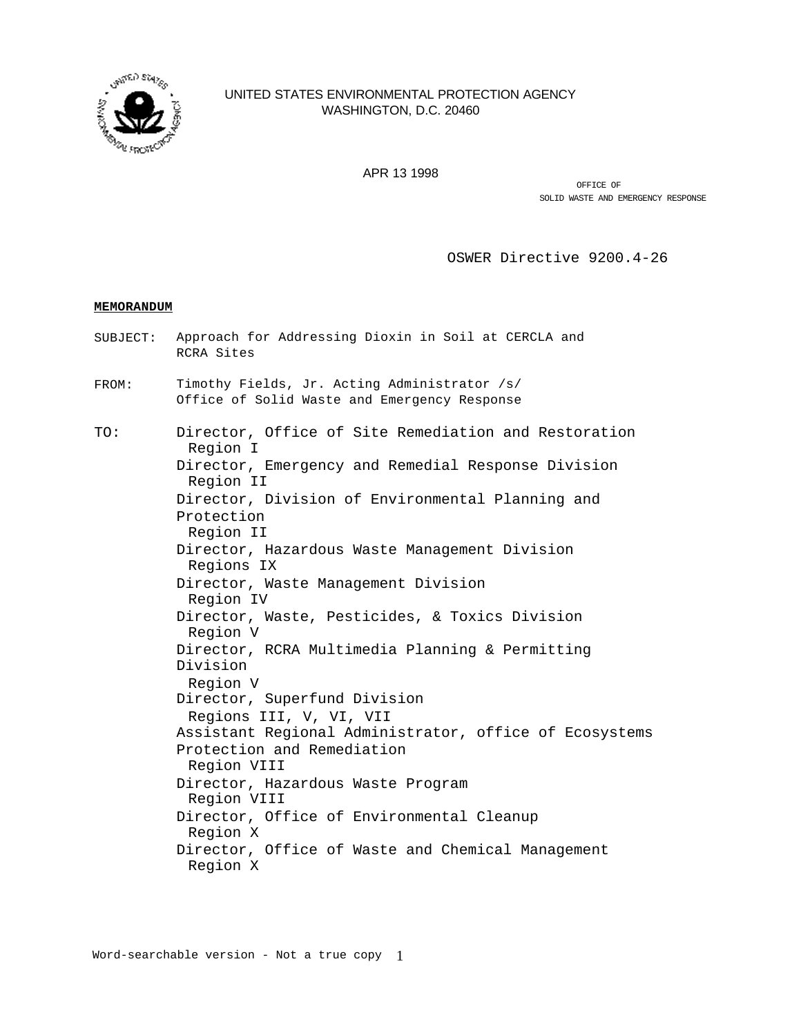UNITED STATES ENVIRONMENTAL PROTECTION AGENCY
WASHINGTON, D.C. 20460

APR 13 1998

OFFICE OF
SOLID WASTE AND EMERGENCY RESPONSE

OSWER Directive 9200.4-26

**MEMORANDUM**

SUBJECT: Approach for Addressing Dioxin in Soil at CERCLA and RCRA Sites

FROM: Timothy Fields, Jr. Acting Administrator /s/
Office of Solid Waste and Emergency Response

TO: Director, Office of Site Remediation and Restoration
Region I
Director, Emergency and Remedial Response Division
Region II
Director, Division of Environmental Planning and Protection
Region II
Director, Hazardous Waste Management Division
Regions IX
Director, Waste Management Division
Region IV
Director, Waste, Pesticides, & Toxics Division
Region V
Director, RCRA Multimedia Planning & Permitting Division
Region V
Director, Superfund Division
Regions III, V, VI, VII
Assistant Regional Administrator, office of Ecosystems Protection and Remediation
Region VIII
Director, Hazardous Waste Program
Region VIII
Director, Office of Environmental Cleanup
Region X
Director, Office of Waste and Chemical Management
Region X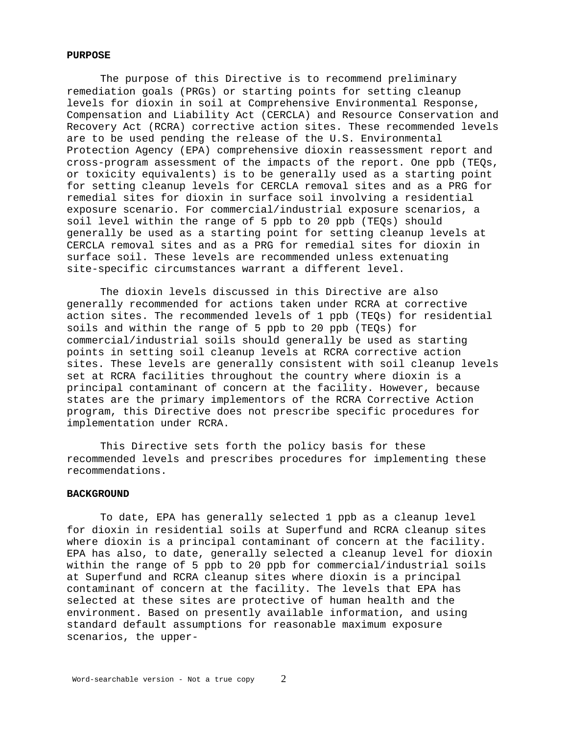**PURPOSE**

The purpose of this Directive is to recommend preliminary remediation goals (PRGs) or starting points for setting cleanup levels for dioxin in soil at Comprehensive Environmental Response, Compensation and Liability Act (CERCLA) and Resource Conservation and Recovery Act (RCRA) corrective action sites. These recommended levels are to be used pending the release of the U.S. Environmental Protection Agency (EPA) comprehensive dioxin reassessment report and cross-program assessment of the impacts of the report. One ppb (TEQs, or toxicity equivalents) is to be generally used as a starting point for setting cleanup levels for CERCLA removal sites and as a PRG for remedial sites for dioxin in surface soil involving a residential exposure scenario. For commercial/industrial exposure scenarios, a soil level within the range of 5 ppb to 20 ppb (TEQs) should generally be used as a starting point for setting cleanup levels at CERCLA removal sites and as a PRG for remedial sites for dioxin in surface soil. These levels are recommended unless extenuating site-specific circumstances warrant a different level.

The dioxin levels discussed in this Directive are also generally recommended for actions taken under RCRA at corrective action sites. The recommended levels of 1 ppb (TEQs) for residential soils and within the range of 5 ppb to 20 ppb (TEQs) for commercial/industrial soils should generally be used as starting points in setting soil cleanup levels at RCRA corrective action sites. These levels are generally consistent with soil cleanup levels set at RCRA facilities throughout the country where dioxin is a principal contaminant of concern at the facility. However, because states are the primary implementors of the RCRA Corrective Action program, this Directive does not prescribe specific procedures for implementation under RCRA.

This Directive sets forth the policy basis for these recommended levels and prescribes procedures for implementing these recommendations.

**BACKGROUND**

To date, EPA has generally selected 1 ppb as a cleanup level for dioxin in residential soils at Superfund and RCRA cleanup sites where dioxin is a principal contaminant of concern at the facility. EPA has also, to date, generally selected a cleanup level for dioxin within the range of 5 ppb to 20 ppb for commercial/industrial soils at Superfund and RCRA cleanup sites where dioxin is a principal contaminant of concern at the facility. The levels that EPA has selected at these sites are protective of human health and the environment. Based on presently available information, and using standard default assumptions for reasonable maximum exposure scenarios, the upper-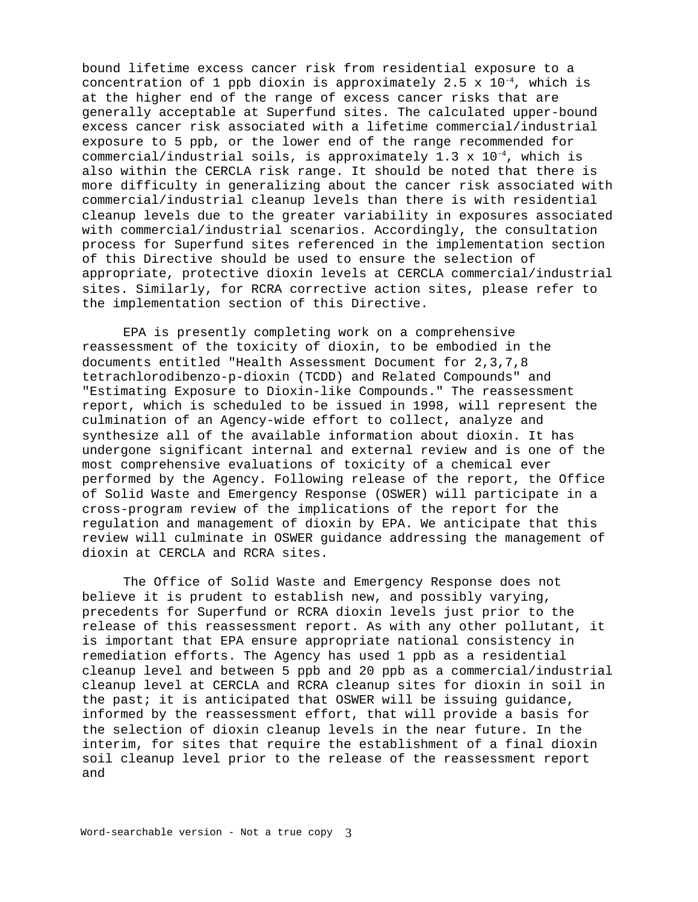bound lifetime excess cancer risk from residential exposure to a concentration of 1 ppb dioxin is approximately $2.5 \times 10^{-4}$, which is at the higher end of the range of excess cancer risks that are generally acceptable at Superfund sites. The calculated upper-bound excess cancer risk associated with a lifetime commercial/industrial exposure to 5 ppb, or the lower end of the range recommended for commercial/industrial soils, is approximately $1.3 \times 10^{-4}$, which is also within the CERCLA risk range. It should be noted that there is more difficulty in generalizing about the cancer risk associated with commercial/industrial cleanup levels than there is with residential cleanup levels due to the greater variability in exposures associated with commercial/industrial scenarios. Accordingly, the consultation process for Superfund sites referenced in the implementation section of this Directive should be used to ensure the selection of appropriate, protective dioxin levels at CERCLA commercial/industrial sites. Similarly, for RCRA corrective action sites, please refer to the implementation section of this Directive.

EPA is presently completing work on a comprehensive reassessment of the toxicity of dioxin, to be embodied in the documents entitled "Health Assessment Document for 2,3,7,8 tetrachlorodibenzo-p-dioxin (TCDD) and Related Compounds" and "Estimating Exposure to Dioxin-like Compounds." The reassessment report, which is scheduled to be issued in 1998, will represent the culmination of an Agency-wide effort to collect, analyze and synthesize all of the available information about dioxin. It has undergone significant internal and external review and is one of the most comprehensive evaluations of toxicity of a chemical ever performed by the Agency. Following release of the report, the Office of Solid Waste and Emergency Response (OSWER) will participate in a cross-program review of the implications of the report for the regulation and management of dioxin by EPA. We anticipate that this review will culminate in OSWER guidance addressing the management of dioxin at CERCLA and RCRA sites.

The Office of Solid Waste and Emergency Response does not believe it is prudent to establish new, and possibly varying, precedents for Superfund or RCRA dioxin levels just prior to the release of this reassessment report. As with any other pollutant, it is important that EPA ensure appropriate national consistency in remediation efforts. The Agency has used 1 ppb as a residential cleanup level and between 5 ppb and 20 ppb as a commercial/industrial cleanup level at CERCLA and RCRA cleanup sites for dioxin in soil in the past; it is anticipated that OSWER will be issuing guidance, informed by the reassessment effort, that will provide a basis for the selection of dioxin cleanup levels in the near future. In the interim, for sites that require the establishment of a final dioxin soil cleanup level prior to the release of the reassessment report and

Word-searchable version - Not a true copy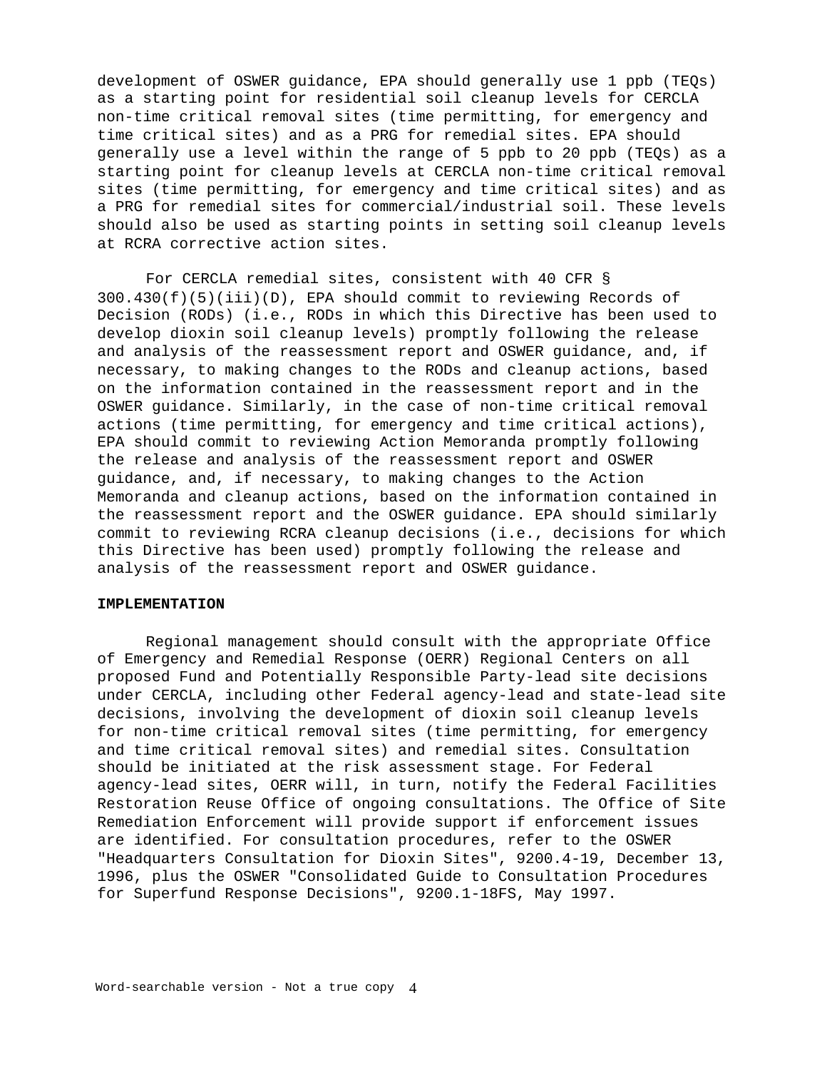development of OSWER guidance, EPA should generally use 1 ppb (TEQs) as a starting point for residential soil cleanup levels for CERCLA non-time critical removal sites (time permitting, for emergency and time critical sites) and as a PRG for remedial sites. EPA should generally use a level within the range of 5 ppb to 20 ppb (TEQs) as a starting point for cleanup levels at CERCLA non-time critical removal sites (time permitting, for emergency and time critical sites) and as a PRG for remedial sites for commercial/industrial soil. These levels should also be used as starting points in setting soil cleanup levels at RCRA corrective action sites.

For CERCLA remedial sites, consistent with 40 CFR § 300.430(f)(5)(iii)(D), EPA should commit to reviewing Records of Decision (RODs) (i.e., RODs in which this Directive has been used to develop dioxin soil cleanup levels) promptly following the release and analysis of the reassessment report and OSWER guidance, and, if necessary, to making changes to the RODs and cleanup actions, based on the information contained in the reassessment report and in the OSWER guidance. Similarly, in the case of non-time critical removal actions (time permitting, for emergency and time critical actions), EPA should commit to reviewing Action Memoranda promptly following the release and analysis of the reassessment report and OSWER guidance, and, if necessary, to making changes to the Action Memoranda and cleanup actions, based on the information contained in the reassessment report and the OSWER guidance. EPA should similarly commit to reviewing RCRA cleanup decisions (i.e., decisions for which this Directive has been used) promptly following the release and analysis of the reassessment report and OSWER guidance.

**IMPLEMENTATION**

Regional management should consult with the appropriate Office of Emergency and Remedial Response (OERR) Regional Centers on all proposed Fund and Potentially Responsible Party-lead site decisions under CERCLA, including other Federal agency-lead and state-lead site decisions, involving the development of dioxin soil cleanup levels for non-time critical removal sites (time permitting, for emergency and time critical removal sites) and remedial sites. Consultation should be initiated at the risk assessment stage. For Federal agency-lead sites, OERR will, in turn, notify the Federal Facilities Restoration Reuse Office of ongoing consultations. The Office of Site Remediation Enforcement will provide support if enforcement issues are identified. For consultation procedures, refer to the OSWER "Headquarters Consultation for Dioxin Sites", 9200.4-19, December 13, 1996, plus the OSWER "Consolidated Guide to Consultation Procedures for Superfund Response Decisions", 9200.1-18FS, May 1997.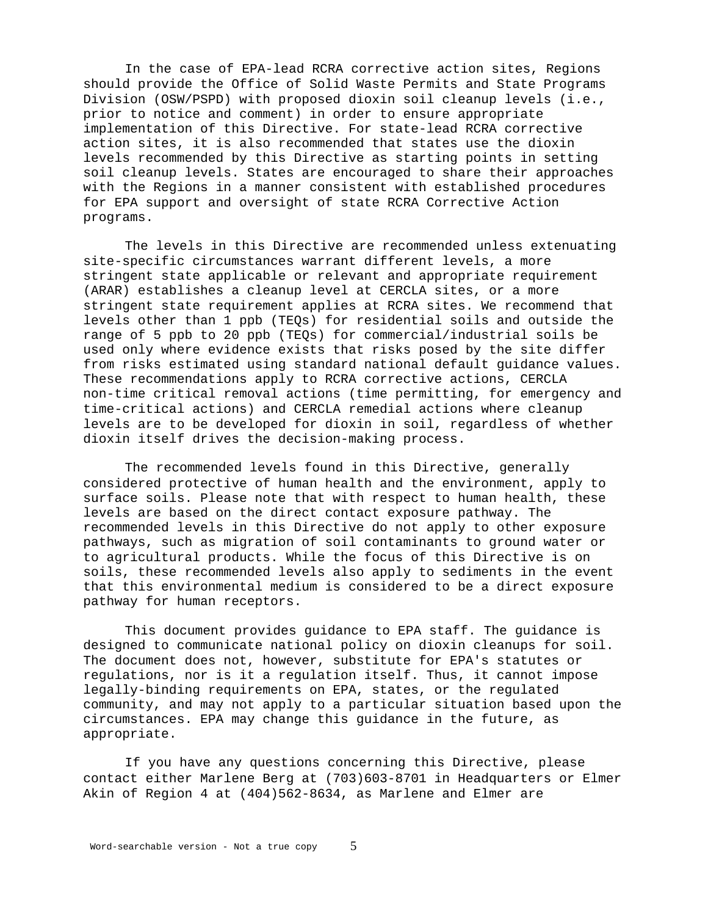In the case of EPA-lead RCRA corrective action sites, Regions should provide the Office of Solid Waste Permits and State Programs Division (OSW/PSPD) with proposed dioxin soil cleanup levels (i.e., prior to notice and comment) in order to ensure appropriate implementation of this Directive. For state-lead RCRA corrective action sites, it is also recommended that states use the dioxin levels recommended by this Directive as starting points in setting soil cleanup levels. States are encouraged to share their approaches with the Regions in a manner consistent with established procedures for EPA support and oversight of state RCRA Corrective Action programs.

The levels in this Directive are recommended unless extenuating site-specific circumstances warrant different levels, a more stringent state applicable or relevant and appropriate requirement (ARAR) establishes a cleanup level at CERCLA sites, or a more stringent state requirement applies at RCRA sites. We recommend that levels other than 1 ppb (TEQs) for residential soils and outside the range of 5 ppb to 20 ppb (TEQs) for commercial/industrial soils be used only where evidence exists that risks posed by the site differ from risks estimated using standard national default guidance values. These recommendations apply to RCRA corrective actions, CERCLA non-time critical removal actions (time permitting, for emergency and time-critical actions) and CERCLA remedial actions where cleanup levels are to be developed for dioxin in soil, regardless of whether dioxin itself drives the decision-making process.

The recommended levels found in this Directive, generally considered protective of human health and the environment, apply to surface soils. Please note that with respect to human health, these levels are based on the direct contact exposure pathway. The recommended levels in this Directive do not apply to other exposure pathways, such as migration of soil contaminants to ground water or to agricultural products. While the focus of this Directive is on soils, these recommended levels also apply to sediments in the event that this environmental medium is considered to be a direct exposure pathway for human receptors.

This document provides guidance to EPA staff. The guidance is designed to communicate national policy on dioxin cleanups for soil. The document does not, however, substitute for EPA's statutes or regulations, nor is it a regulation itself. Thus, it cannot impose legally-binding requirements on EPA, states, or the regulated community, and may not apply to a particular situation based upon the circumstances. EPA may change this guidance in the future, as appropriate.

If you have any questions concerning this Directive, please contact either Marlene Berg at (703)603-8701 in Headquarters or Elmer Akin of Region 4 at (404)562-8634, as Marlene and Elmer are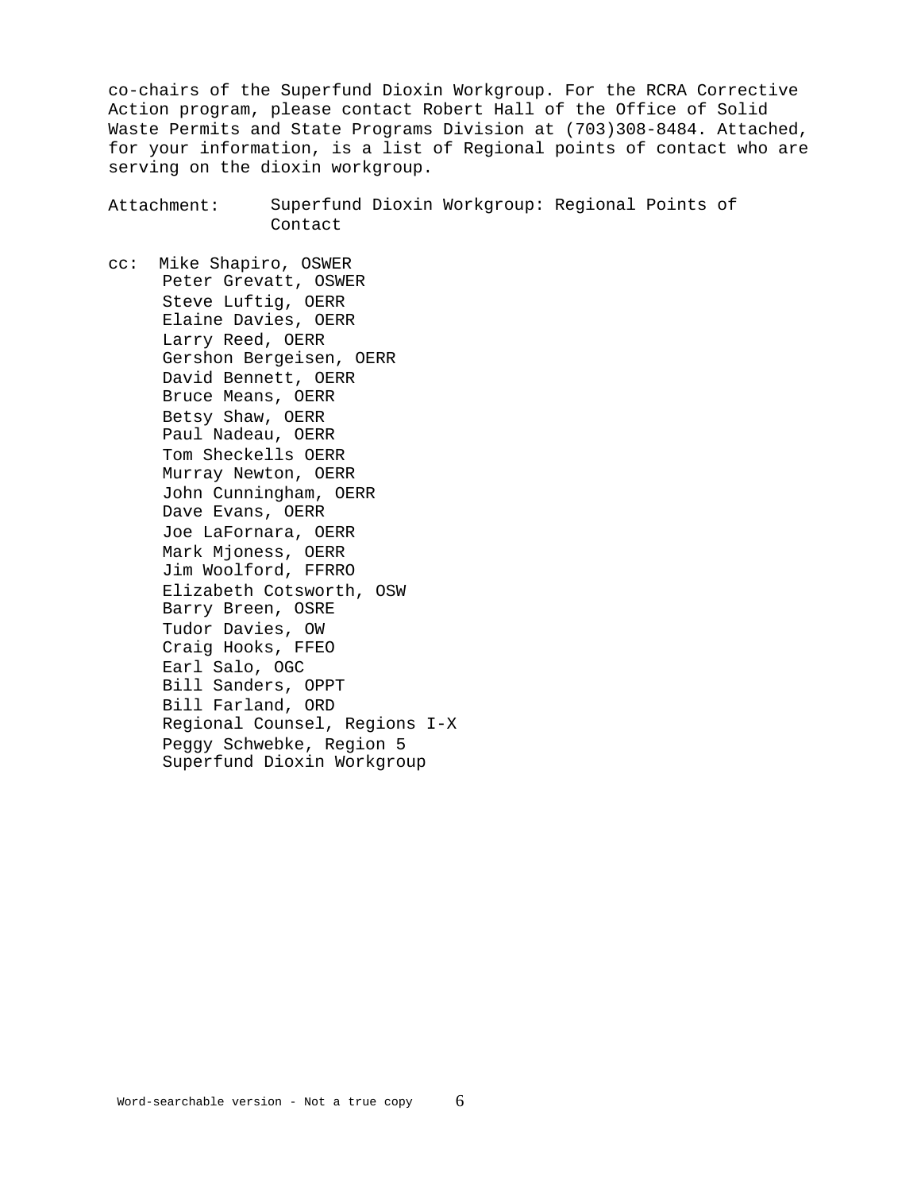co-chairs of the Superfund Dioxin Workgroup. For the RCRA Corrective Action program, please contact Robert Hall of the Office of Solid Waste Permits and State Programs Division at (703)308-8484. Attached, for your information, is a list of Regional points of contact who are serving on the dioxin workgroup.

Attachment: Superfund Dioxin Workgroup: Regional Points of Contact

cc: Mike Shapiro, OSWER
Peter Grevatt, OSWER
Steve Luftig, OERR
Elaine Davies, OERR
Larry Reed, OERR
Gershon Bergeisen, OERR
David Bennett, OERR
Bruce Means, OERR
Betsy Shaw, OERR
Paul Nadeau, OERR
Tom Sheckells OERR
Murray Newton, OERR
John Cunningham, OERR
Dave Evans, OERR
Joe LaFornara, OERR
Mark Mjoness, OERR
Jim Woolford, FFRRO
Elizabeth Cotsworth, OSW
Barry Breen, OSRE
Tudor Davies, OW
Craig Hooks, FFEO
Earl Salo, OGC
Bill Sanders, OPPT
Bill Farland, ORD
Regional Counsel, Regions I-X
Peggy Schwebke, Region 5
Superfund Dioxin Workgroup

Word-searchable version - Not a true copy